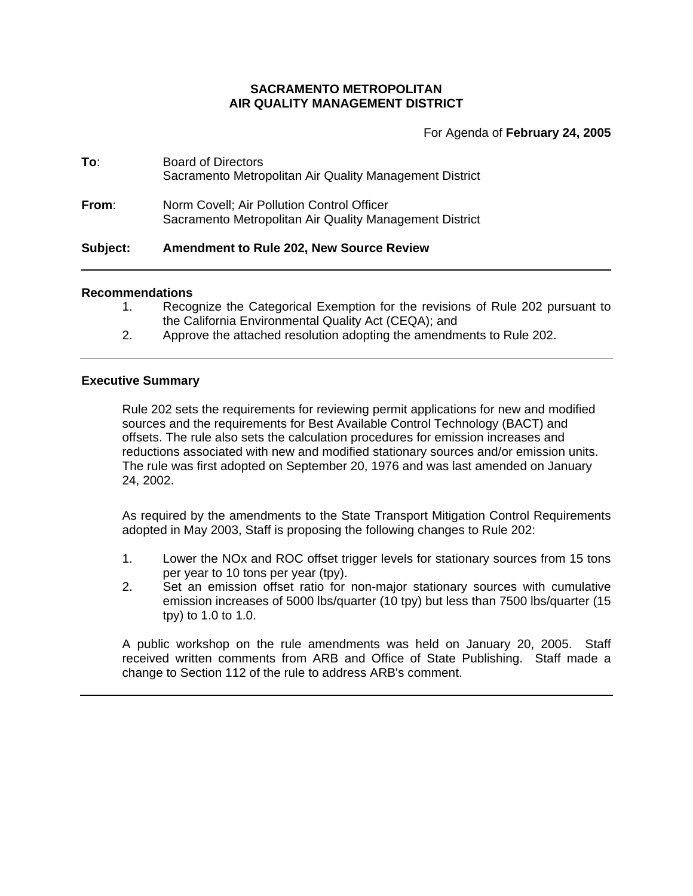**SACRAMENTO METROPOLITAN**
**AIR QUALITY MANAGEMENT DISTRICT**

For Agenda of **February 24, 2005**

**To**: Board of Directors
Sacramento Metropolitan Air Quality Management District

**From**: Norm Covell; Air Pollution Control Officer
Sacramento Metropolitan Air Quality Management District

**Subject: Amendment to Rule 202, New Source Review**

---

### Recommendations

1. Recognize the Categorical Exemption for the revisions of Rule 202 pursuant to the California Environmental Quality Act (CEQA); and
2. Approve the attached resolution adopting the amendments to Rule 202.

---

### Executive Summary

Rule 202 sets the requirements for reviewing permit applications for new and modified sources and the requirements for Best Available Control Technology (BACT) and offsets. The rule also sets the calculation procedures for emission increases and reductions associated with new and modified stationary sources and/or emission units. The rule was first adopted on September 20, 1976 and was last amended on January 24, 2002.

As required by the amendments to the State Transport Mitigation Control Requirements adopted in May 2003, Staff is proposing the following changes to Rule 202:

1. Lower the NOx and ROC offset trigger levels for stationary sources from 15 tons per year to 10 tons per year (tpy).
2. Set an emission offset ratio for non-major stationary sources with cumulative emission increases of 5000 lbs/quarter (10 tpy) but less than 7500 lbs/quarter (15 tpy) to 1.0 to 1.0.

A public workshop on the rule amendments was held on January 20, 2005. Staff received written comments from ARB and Office of State Publishing. Staff made a change to Section 112 of the rule to address ARB's comment.

---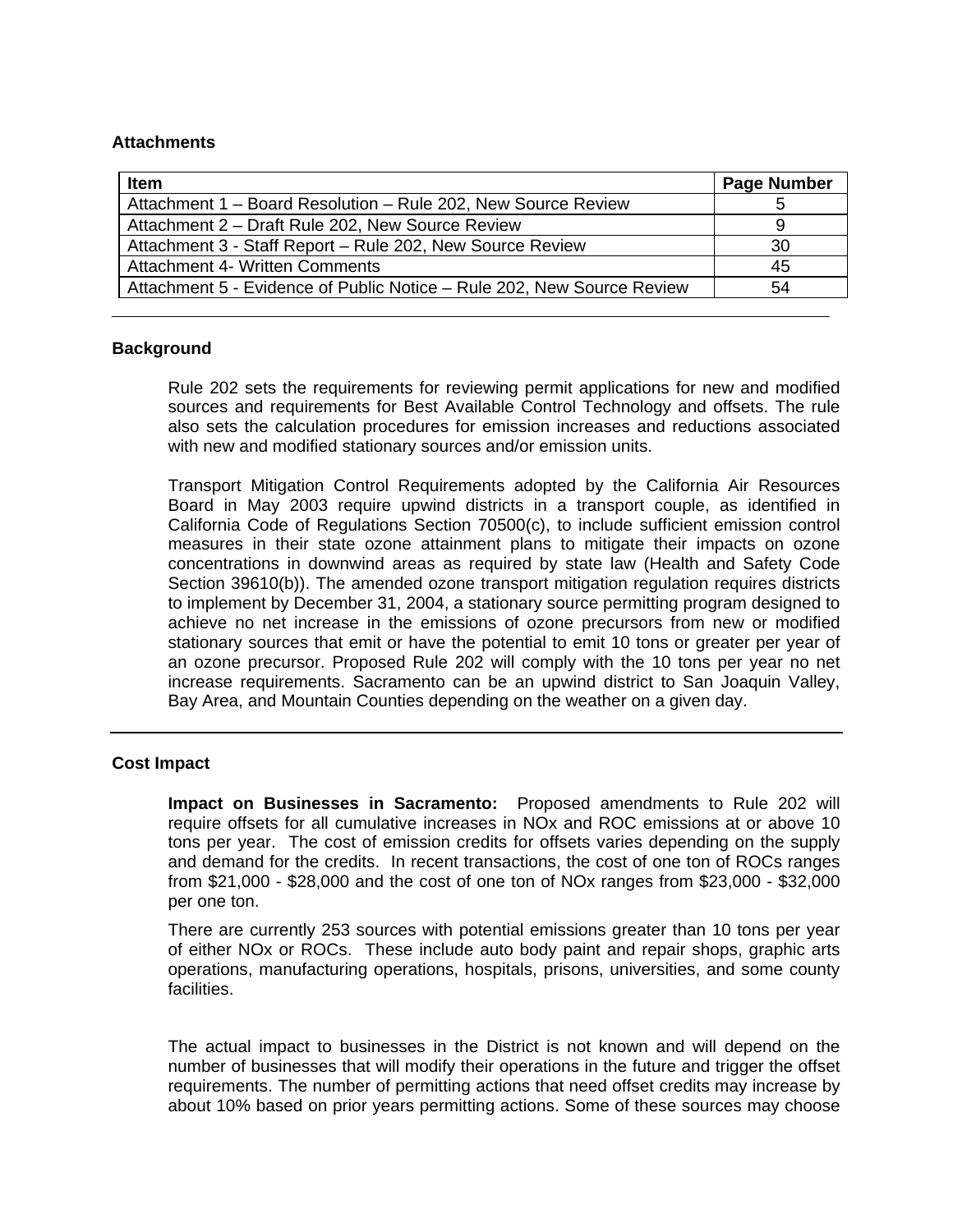**Attachments**

| Item | Page Number |
|---|---|
| Attachment 1 – Board Resolution – Rule 202, New Source Review | 5 |
| Attachment 2 – Draft Rule 202, New Source Review | 9 |
| Attachment 3 - Staff Report – Rule 202, New Source Review | 30 |
| Attachment 4- Written Comments | 45 |
| Attachment 5 - Evidence of Public Notice – Rule 202, New Source Review | 54 |

---

**Background**

Rule 202 sets the requirements for reviewing permit applications for new and modified sources and requirements for Best Available Control Technology and offsets. The rule also sets the calculation procedures for emission increases and reductions associated with new and modified stationary sources and/or emission units.

Transport Mitigation Control Requirements adopted by the California Air Resources Board in May 2003 require upwind districts in a transport couple, as identified in California Code of Regulations Section 70500(c), to include sufficient emission control measures in their state ozone attainment plans to mitigate their impacts on ozone concentrations in downwind areas as required by state law (Health and Safety Code Section 39610(b)). The amended ozone transport mitigation regulation requires districts to implement by December 31, 2004, a stationary source permitting program designed to achieve no net increase in the emissions of ozone precursors from new or modified stationary sources that emit or have the potential to emit 10 tons or greater per year of an ozone precursor. Proposed Rule 202 will comply with the 10 tons per year no net increase requirements. Sacramento can be an upwind district to San Joaquin Valley, Bay Area, and Mountain Counties depending on the weather on a given day.

---

**Cost Impact**

**Impact on Businesses in Sacramento:** Proposed amendments to Rule 202 will require offsets for all cumulative increases in NOx and ROC emissions at or above 10 tons per year. The cost of emission credits for offsets varies depending on the supply and demand for the credits. In recent transactions, the cost of one ton of ROCs ranges from $21,000 - $28,000 and the cost of one ton of NOx ranges from $23,000 - $32,000 per one ton.

There are currently 253 sources with potential emissions greater than 10 tons per year of either NOx or ROCs. These include auto body paint and repair shops, graphic arts operations, manufacturing operations, hospitals, prisons, universities, and some county facilities.

The actual impact to businesses in the District is not known and will depend on the number of businesses that will modify their operations in the future and trigger the offset requirements. The number of permitting actions that need offset credits may increase by about 10% based on prior years permitting actions. Some of these sources may choose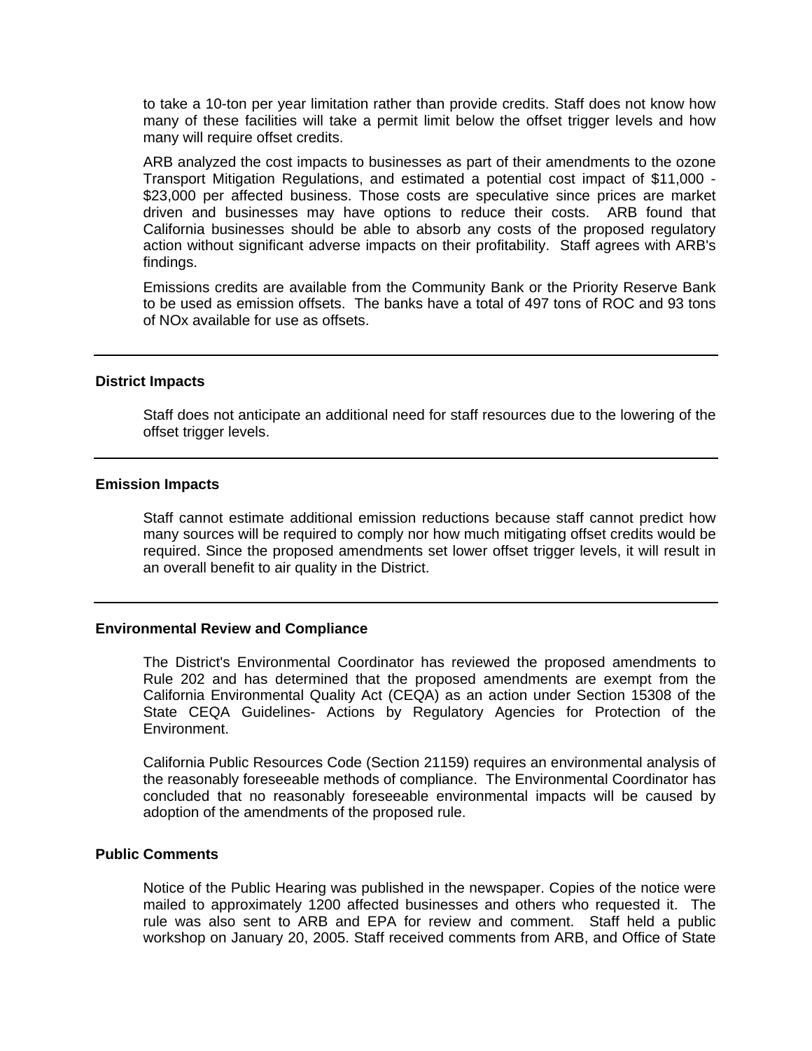to take a 10-ton per year limitation rather than provide credits. Staff does not know how many of these facilities will take a permit limit below the offset trigger levels and how many will require offset credits.

ARB analyzed the cost impacts to businesses as part of their amendments to the ozone Transport Mitigation Regulations, and estimated a potential cost impact of $11,000 - $23,000 per affected business. Those costs are speculative since prices are market driven and businesses may have options to reduce their costs. ARB found that California businesses should be able to absorb any costs of the proposed regulatory action without significant adverse impacts on their profitability. Staff agrees with ARB's findings.

Emissions credits are available from the Community Bank or the Priority Reserve Bank to be used as emission offsets. The banks have a total of 497 tons of ROC and 93 tons of NOx available for use as offsets.

---

**District Impacts**

Staff does not anticipate an additional need for staff resources due to the lowering of the offset trigger levels.

---

**Emission Impacts**

Staff cannot estimate additional emission reductions because staff cannot predict how many sources will be required to comply nor how much mitigating offset credits would be required. Since the proposed amendments set lower offset trigger levels, it will result in an overall benefit to air quality in the District.

---

**Environmental Review and Compliance**

The District's Environmental Coordinator has reviewed the proposed amendments to Rule 202 and has determined that the proposed amendments are exempt from the California Environmental Quality Act (CEQA) as an action under Section 15308 of the State CEQA Guidelines- Actions by Regulatory Agencies for Protection of the Environment.

California Public Resources Code (Section 21159) requires an environmental analysis of the reasonably foreseeable methods of compliance. The Environmental Coordinator has concluded that no reasonably foreseeable environmental impacts will be caused by adoption of the amendments of the proposed rule.

**Public Comments**

Notice of the Public Hearing was published in the newspaper. Copies of the notice were mailed to approximately 1200 affected businesses and others who requested it. The rule was also sent to ARB and EPA for review and comment. Staff held a public workshop on January 20, 2005. Staff received comments from ARB, and Office of State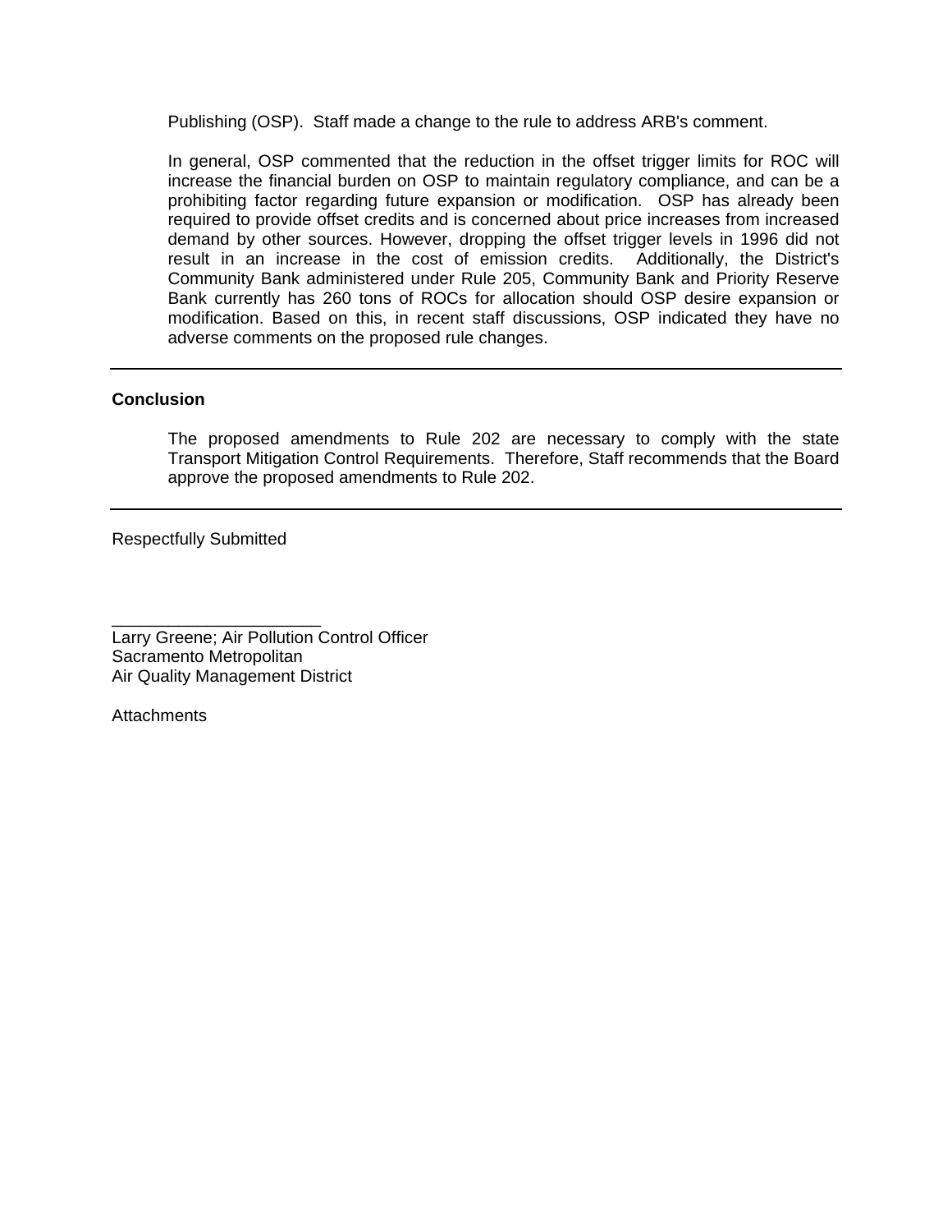Publishing (OSP). Staff made a change to the rule to address ARB's comment.

In general, OSP commented that the reduction in the offset trigger limits for ROC will increase the financial burden on OSP to maintain regulatory compliance, and can be a prohibiting factor regarding future expansion or modification. OSP has already been required to provide offset credits and is concerned about price increases from increased demand by other sources. However, dropping the offset trigger levels in 1996 did not result in an increase in the cost of emission credits. Additionally, the District's Community Bank administered under Rule 205, Community Bank and Priority Reserve Bank currently has 260 tons of ROCs for allocation should OSP desire expansion or modification. Based on this, in recent staff discussions, OSP indicated they have no adverse comments on the proposed rule changes.

---

**Conclusion**

The proposed amendments to Rule 202 are necessary to comply with the state Transport Mitigation Control Requirements. Therefore, Staff recommends that the Board approve the proposed amendments to Rule 202.

---

Respectfully Submitted

______________________
Larry Greene; Air Pollution Control Officer
Sacramento Metropolitan
Air Quality Management District

Attachments